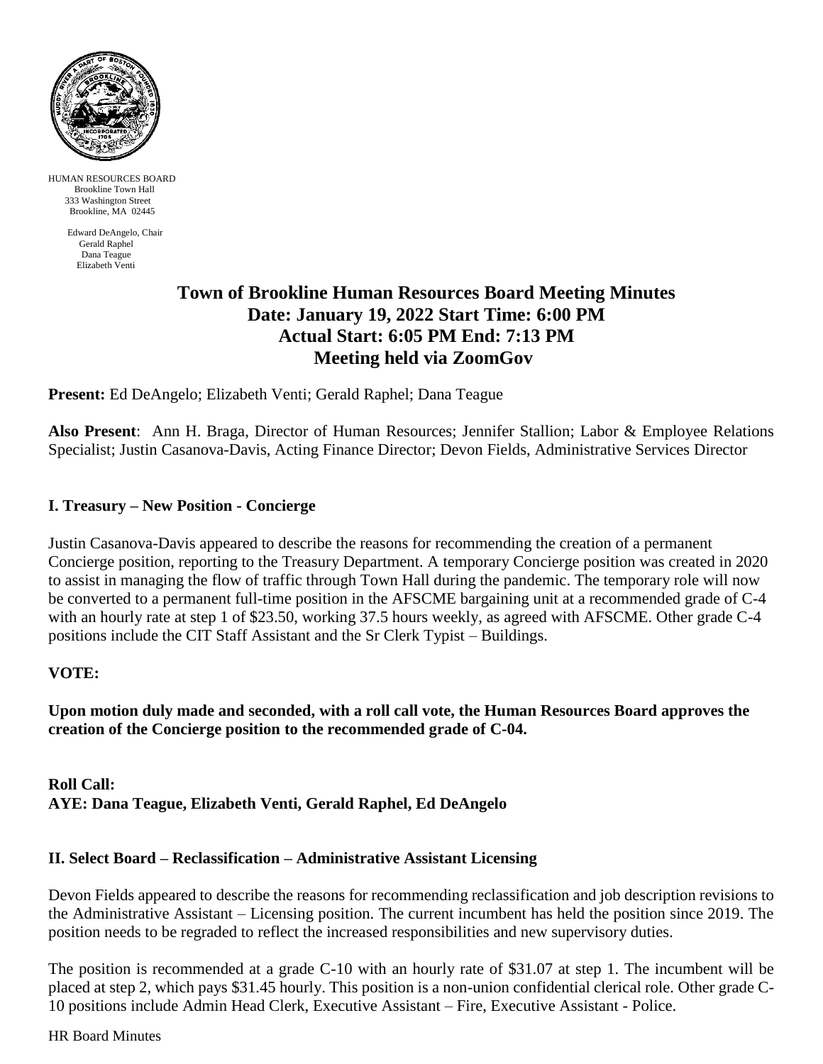HUMAN RESOURCES BOARD
Brookline Town Hall
333 Washington Street
Brookline, MA 02445

Edward DeAngelo, Chair
Gerald Raphel
Dana Teague
Elizabeth Venti

# Town of Brookline Human Resources Board Meeting Minutes
## Date: January 19, 2022 Start Time: 6:00 PM
## Actual Start: 6:05 PM End: 7:13 PM
## Meeting held via ZoomGov

**Present:** Ed DeAngelo; Elizabeth Venti; Gerald Raphel; Dana Teague

**Also Present**: Ann H. Braga, Director of Human Resources; Jennifer Stallion; Labor & Employee Relations Specialist; Justin Casanova-Davis, Acting Finance Director; Devon Fields, Administrative Services Director

### I. Treasury – New Position - Concierge

Justin Casanova-Davis appeared to describe the reasons for recommending the creation of a permanent Concierge position, reporting to the Treasury Department. A temporary Concierge position was created in 2020 to assist in managing the flow of traffic through Town Hall during the pandemic. The temporary role will now be converted to a permanent full-time position in the AFSCME bargaining unit at a recommended grade of C-4 with an hourly rate at step 1 of $23.50, working 37.5 hours weekly, as agreed with AFSCME. Other grade C-4 positions include the CIT Staff Assistant and the Sr Clerk Typist – Buildings.

**VOTE:**

**Upon motion duly made and seconded, with a roll call vote, the Human Resources Board approves the creation of the Concierge position to the recommended grade of C-04.**

**Roll Call:**
**AYE: Dana Teague, Elizabeth Venti, Gerald Raphel, Ed DeAngelo**

### II. Select Board – Reclassification – Administrative Assistant Licensing

Devon Fields appeared to describe the reasons for recommending reclassification and job description revisions to the Administrative Assistant – Licensing position. The current incumbent has held the position since 2019. The position needs to be regraded to reflect the increased responsibilities and new supervisory duties.

The position is recommended at a grade C-10 with an hourly rate of $31.07 at step 1. The incumbent will be placed at step 2, which pays $31.45 hourly. This position is a non-union confidential clerical role. Other grade C-10 positions include Admin Head Clerk, Executive Assistant – Fire, Executive Assistant - Police.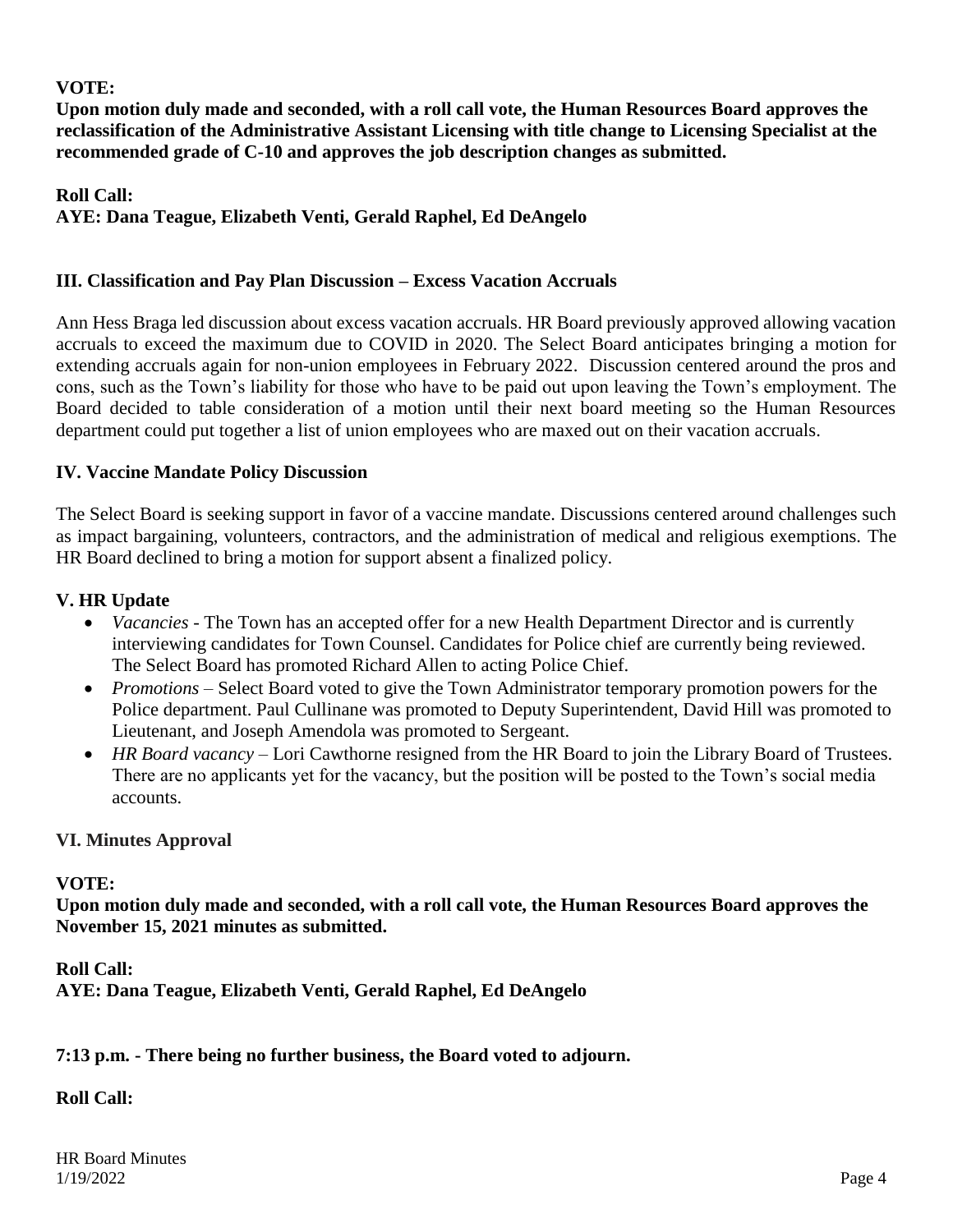**VOTE:**

**Upon motion duly made and seconded, with a roll call vote, the Human Resources Board approves the reclassification of the Administrative Assistant Licensing with title change to Licensing Specialist at the recommended grade of C-10 and approves the job description changes as submitted.**

**Roll Call:**
**AYE: Dana Teague, Elizabeth Venti, Gerald Raphel, Ed DeAngelo**

## III. Classification and Pay Plan Discussion – Excess Vacation Accruals

Ann Hess Braga led discussion about excess vacation accruals. HR Board previously approved allowing vacation accruals to exceed the maximum due to COVID in 2020. The Select Board anticipates bringing a motion for extending accruals again for non-union employees in February 2022. Discussion centered around the pros and cons, such as the Town's liability for those who have to be paid out upon leaving the Town's employment. The Board decided to table consideration of a motion until their next board meeting so the Human Resources department could put together a list of union employees who are maxed out on their vacation accruals.

## IV. Vaccine Mandate Policy Discussion

The Select Board is seeking support in favor of a vaccine mandate. Discussions centered around challenges such as impact bargaining, volunteers, contractors, and the administration of medical and religious exemptions. The HR Board declined to bring a motion for support absent a finalized policy.

## V. HR Update

- *Vacancies* - The Town has an accepted offer for a new Health Department Director and is currently interviewing candidates for Town Counsel. Candidates for Police chief are currently being reviewed. The Select Board has promoted Richard Allen to acting Police Chief.
- *Promotions* – Select Board voted to give the Town Administrator temporary promotion powers for the Police department. Paul Cullinane was promoted to Deputy Superintendent, David Hill was promoted to Lieutenant, and Joseph Amendola was promoted to Sergeant.
- *HR Board vacancy* – Lori Cawthorne resigned from the HR Board to join the Library Board of Trustees. There are no applicants yet for the vacancy, but the position will be posted to the Town's social media accounts.

## VI. Minutes Approval

**VOTE:**

**Upon motion duly made and seconded, with a roll call vote, the Human Resources Board approves the November 15, 2021 minutes as submitted.**

**Roll Call:**
**AYE: Dana Teague, Elizabeth Venti, Gerald Raphel, Ed DeAngelo**

**7:13 p.m. - There being no further business, the Board voted to adjourn.**

**Roll Call:**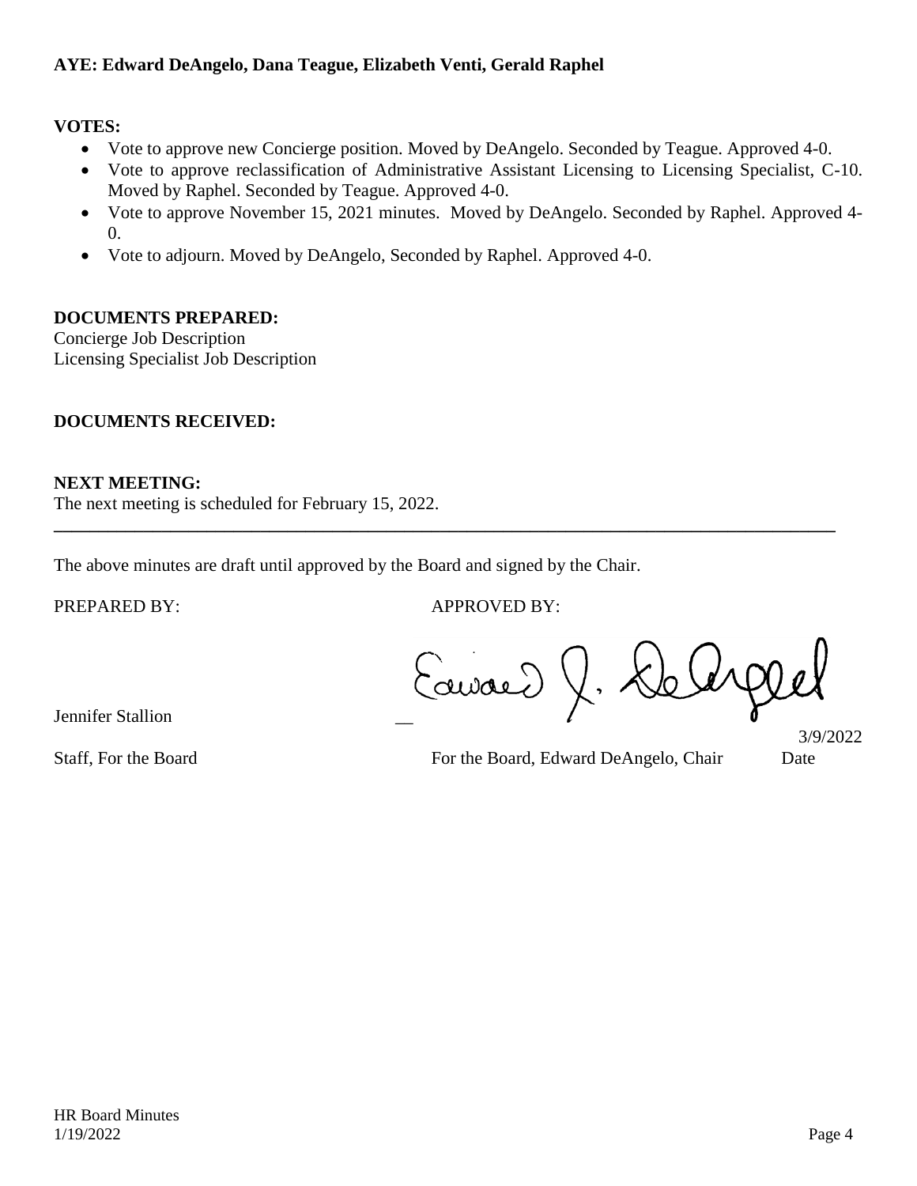**AYE: Edward DeAngelo, Dana Teague, Elizabeth Venti, Gerald Raphel**

**VOTES:**

- Vote to approve new Concierge position. Moved by DeAngelo. Seconded by Teague. Approved 4-0.
- Vote to approve reclassification of Administrative Assistant Licensing to Licensing Specialist, C-10. Moved by Raphel. Seconded by Teague. Approved 4-0.
- Vote to approve November 15, 2021 minutes. Moved by DeAngelo. Seconded by Raphel. Approved 4-0.
- Vote to adjourn. Moved by DeAngelo, Seconded by Raphel. Approved 4-0.

**DOCUMENTS PREPARED:**

Concierge Job Description
Licensing Specialist Job Description

**DOCUMENTS RECEIVED:**

**NEXT MEETING:**

The next meeting is scheduled for February 15, 2022.

---

The above minutes are draft until approved by the Board and signed by the Chair.

PREPARED BY: APPROVED BY:

Jennifer Stallion

Staff, For the Board

Edward J. DeAngelo

For the Board, Edward DeAngelo, Chair

3/9/2022

Date